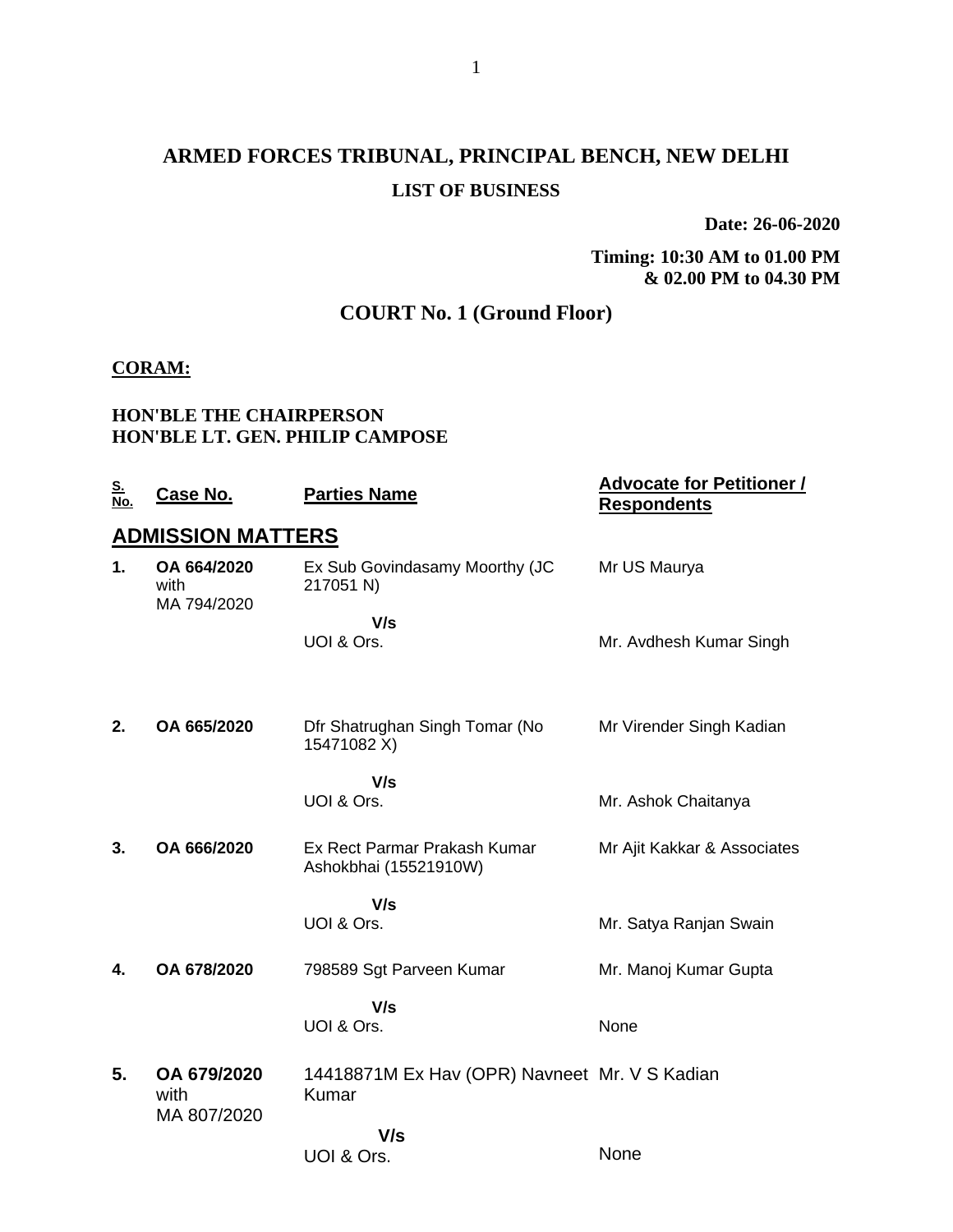# ARMED FORCES TRIBUNAL, PRINCIPAL BENCH, NEW DELHI

## LIST OF BUSINESS

**Date: 26-06-2020**

**Timing: 10:30 AM to 01.00 PM & 02.00 PM to 04.30 PM**

## COURT No. 1 (Ground Floor)

**CORAM:**

**HON'BLE THE CHAIRPERSON**
**HON'BLE LT. GEN. PHILIP CAMPOSE**

| S. No. | Case No. | Parties Name | Advocate for Petitioner / Respondents |
|---|---|---|---|
| **ADMISSION MATTERS** | | | |
| **1.** | **OA 664/2020** with MA 794/2020 | Ex Sub Govindasamy Moorthy (JC 217051 N) | Mr US Maurya |
| | | **V/s** UOI & Ors. | Mr. Avdhesh Kumar Singh |
| **2.** | **OA 665/2020** | Dfr Shatrughan Singh Tomar (No 15471082 X) | Mr Virender Singh Kadian |
| | | **V/s** UOI & Ors. | Mr. Ashok Chaitanya |
| **3.** | **OA 666/2020** | Ex Rect Parmar Prakash Kumar Ashokbhai (15521910W) | Mr Ajit Kakkar & Associates |
| | | **V/s** UOI & Ors. | Mr. Satya Ranjan Swain |
| **4.** | **OA 678/2020** | 798589 Sgt Parveen Kumar | Mr. Manoj Kumar Gupta |
| | | **V/s** UOI & Ors. | None |
| **5.** | **OA 679/2020** with MA 807/2020 | 14418871M Ex Hav (OPR) Navneet Kumar | Mr. V S Kadian |
| | | **V/s** UOI & Ors. | None |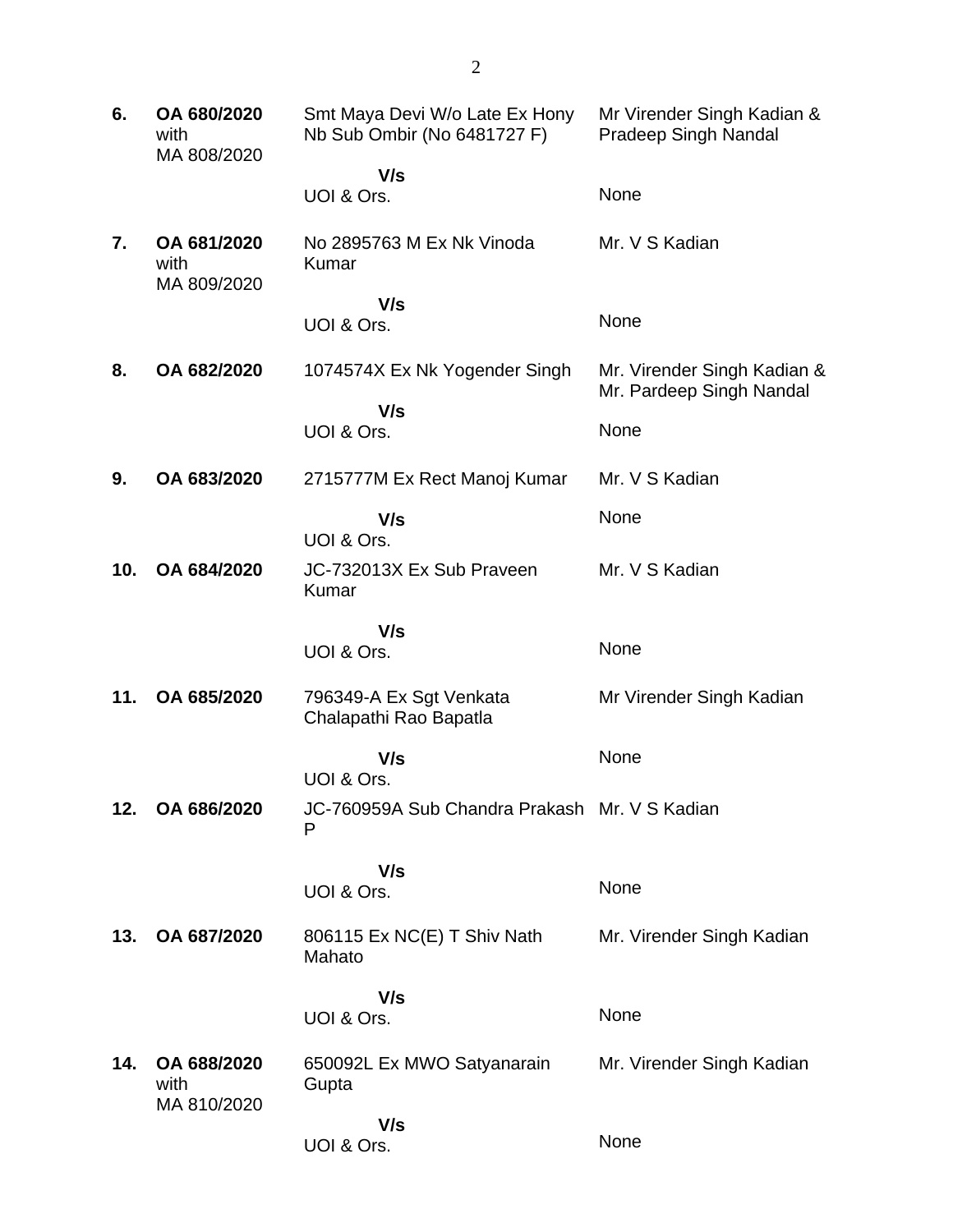| | | | |
|---|---|---|---|
| **6.** | **OA 680/2020** with MA 808/2020 | Smt Maya Devi W/o Late Ex Hony Nb Sub Ombir (No 6481727 F)<br>**V/s**<br>UOI & Ors. | Mr Virender Singh Kadian & Pradeep Singh Nandal<br><br>None |
| **7.** | **OA 681/2020** with MA 809/2020 | No 2895763 M Ex Nk Vinoda Kumar<br>**V/s**<br>UOI & Ors. | Mr. V S Kadian<br><br>None |
| **8.** | **OA 682/2020** | 1074574X Ex Nk Yogender Singh<br>**V/s**<br>UOI & Ors. | Mr. Virender Singh Kadian & Mr. Pardeep Singh Nandal<br><br>None |
| **9.** | **OA 683/2020** | 2715777M Ex Rect Manoj Kumar<br>**V/s**<br>UOI & Ors. | Mr. V S Kadian<br><br>None |
| **10.** | **OA 684/2020** | JC-732013X Ex Sub Praveen Kumar<br>**V/s**<br>UOI & Ors. | Mr. V S Kadian<br><br>None |
| **11.** | **OA 685/2020** | 796349-A Ex Sgt Venkata Chalapathi Rao Bapatla<br>**V/s**<br>UOI & Ors. | Mr Virender Singh Kadian<br><br>None |
| **12.** | **OA 686/2020** | JC-760959A Sub Chandra Prakash P<br>**V/s**<br>UOI & Ors. | Mr. V S Kadian<br><br>None |
| **13.** | **OA 687/2020** | 806115 Ex NC(E) T Shiv Nath Mahato<br>**V/s**<br>UOI & Ors. | Mr. Virender Singh Kadian<br><br>None |
| **14.** | **OA 688/2020** with MA 810/2020 | 650092L Ex MWO Satyanarain Gupta<br>**V/s**<br>UOI & Ors. | Mr. Virender Singh Kadian<br><br>None |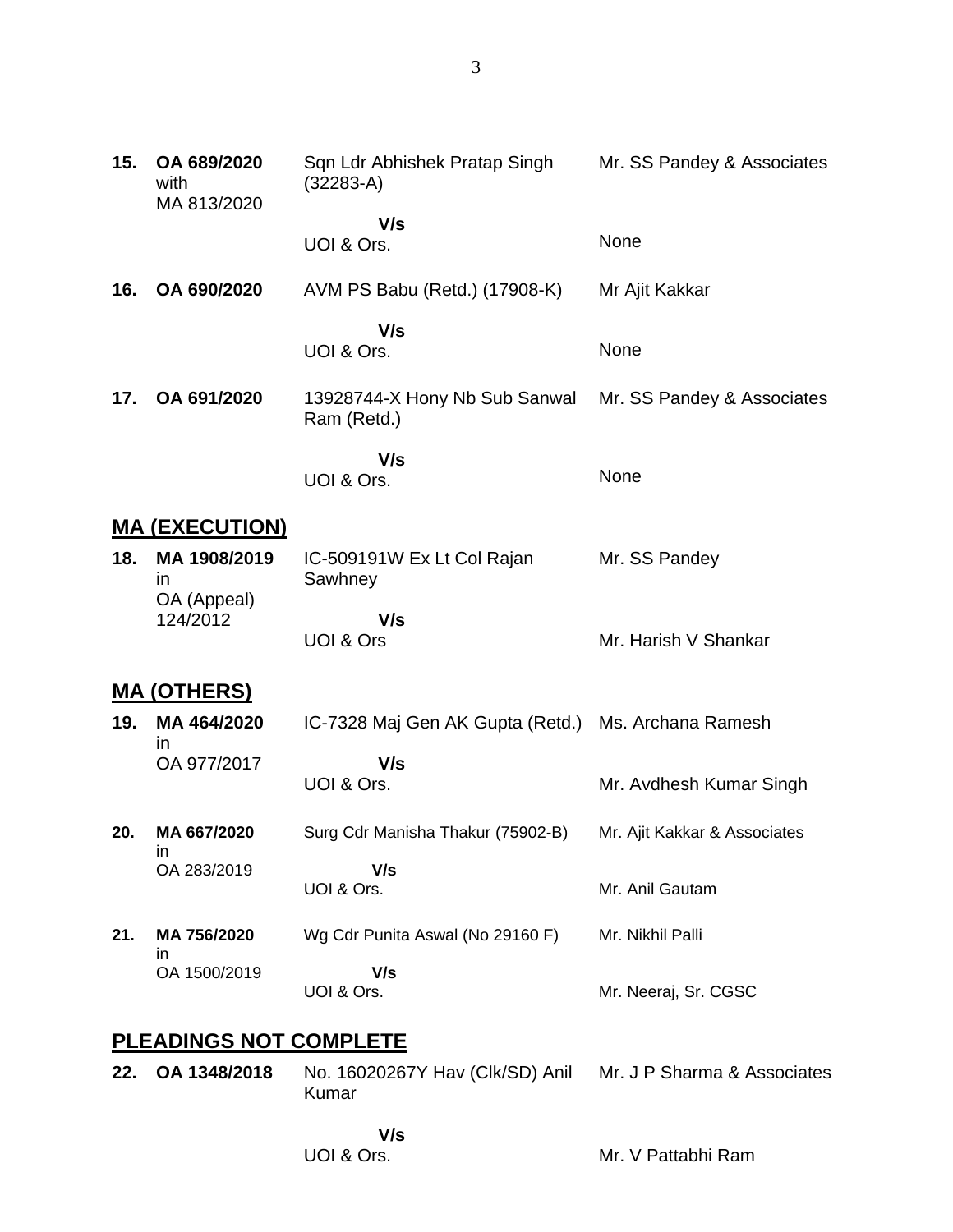| | | | |
|---|---|---|---|
| **15.** | **OA 689/2020** with MA 813/2020 | Sqn Ldr Abhishek Pratap Singh (32283-A)<br>**V/s**<br>UOI & Ors. | Mr. SS Pandey & Associates<br><br>None |
| **16.** | **OA 690/2020** | AVM PS Babu (Retd.) (17908-K)<br>**V/s**<br>UOI & Ors. | Mr Ajit Kakkar<br><br>None |
| **17.** | **OA 691/2020** | 13928744-X Hony Nb Sub Sanwal Ram (Retd.)<br>**V/s**<br>UOI & Ors. | Mr. SS Pandey & Associates<br><br>None |

## MA (EXECUTION)

| | | | |
|---|---|---|---|
| **18.** | **MA 1908/2019** in OA (Appeal) 124/2012 | IC-509191W Ex Lt Col Rajan Sawhney<br>**V/s**<br>UOI & Ors | Mr. SS Pandey<br><br>Mr. Harish V Shankar |

## MA (OTHERS)

| | | | |
|---|---|---|---|
| **19.** | **MA 464/2020** in OA 977/2017 | IC-7328 Maj Gen AK Gupta (Retd.)<br>**V/s**<br>UOI & Ors. | Ms. Archana Ramesh<br><br>Mr. Avdhesh Kumar Singh |
| **20.** | **MA 667/2020** in OA 283/2019 | Surg Cdr Manisha Thakur (75902-B)<br>**V/s**<br>UOI & Ors. | Mr. Ajit Kakkar & Associates<br><br>Mr. Anil Gautam |
| **21.** | **MA 756/2020** in OA 1500/2019 | Wg Cdr Punita Aswal (No 29160 F)<br>**V/s**<br>UOI & Ors. | Mr. Nikhil Palli<br><br>Mr. Neeraj, Sr. CGSC |

## PLEADINGS NOT COMPLETE

| | | | |
|---|---|---|---|
| **22.** | **OA 1348/2018** | No. 16020267Y Hav (Clk/SD) Anil Kumar<br>**V/s**<br>UOI & Ors. | Mr. J P Sharma & Associates<br><br>Mr. V Pattabhi Ram |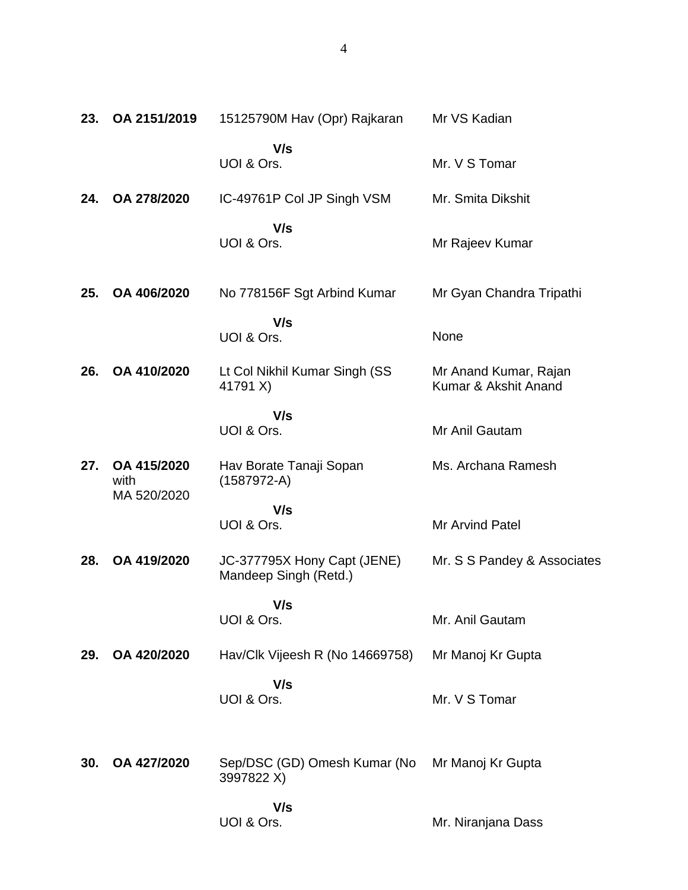| | | | |
|---|---|---|---|
| **23.** | **OA 2151/2019** | 15125790M Hav (Opr) Rajkaran | Mr VS Kadian |
| | | **V/s** | |
| | | UOI & Ors. | Mr. V S Tomar |
| **24.** | **OA 278/2020** | IC-49761P Col JP Singh VSM | Mr. Smita Dikshit |
| | | **V/s** | |
| | | UOI & Ors. | Mr Rajeev Kumar |
| **25.** | **OA 406/2020** | No 778156F Sgt Arbind Kumar | Mr Gyan Chandra Tripathi |
| | | **V/s** | |
| | | UOI & Ors. | None |
| **26.** | **OA 410/2020** | Lt Col Nikhil Kumar Singh (SS 41791 X) | Mr Anand Kumar, Rajan Kumar & Akshit Anand |
| | | **V/s** | |
| | | UOI & Ors. | Mr Anil Gautam |
| **27.** | **OA 415/2020** with MA 520/2020 | Hav Borate Tanaji Sopan (1587972-A) | Ms. Archana Ramesh |
| | | **V/s** | |
| | | UOI & Ors. | Mr Arvind Patel |
| **28.** | **OA 419/2020** | JC-377795X Hony Capt (JENE) Mandeep Singh (Retd.) | Mr. S S Pandey & Associates |
| | | **V/s** | |
| | | UOI & Ors. | Mr. Anil Gautam |
| **29.** | **OA 420/2020** | Hav/Clk Vijeesh R (No 14669758) | Mr Manoj Kr Gupta |
| | | **V/s** | |
| | | UOI & Ors. | Mr. V S Tomar |
| **30.** | **OA 427/2020** | Sep/DSC (GD) Omesh Kumar (No 3997822 X) | Mr Manoj Kr Gupta |
| | | **V/s** | |
| | | UOI & Ors. | Mr. Niranjana Dass |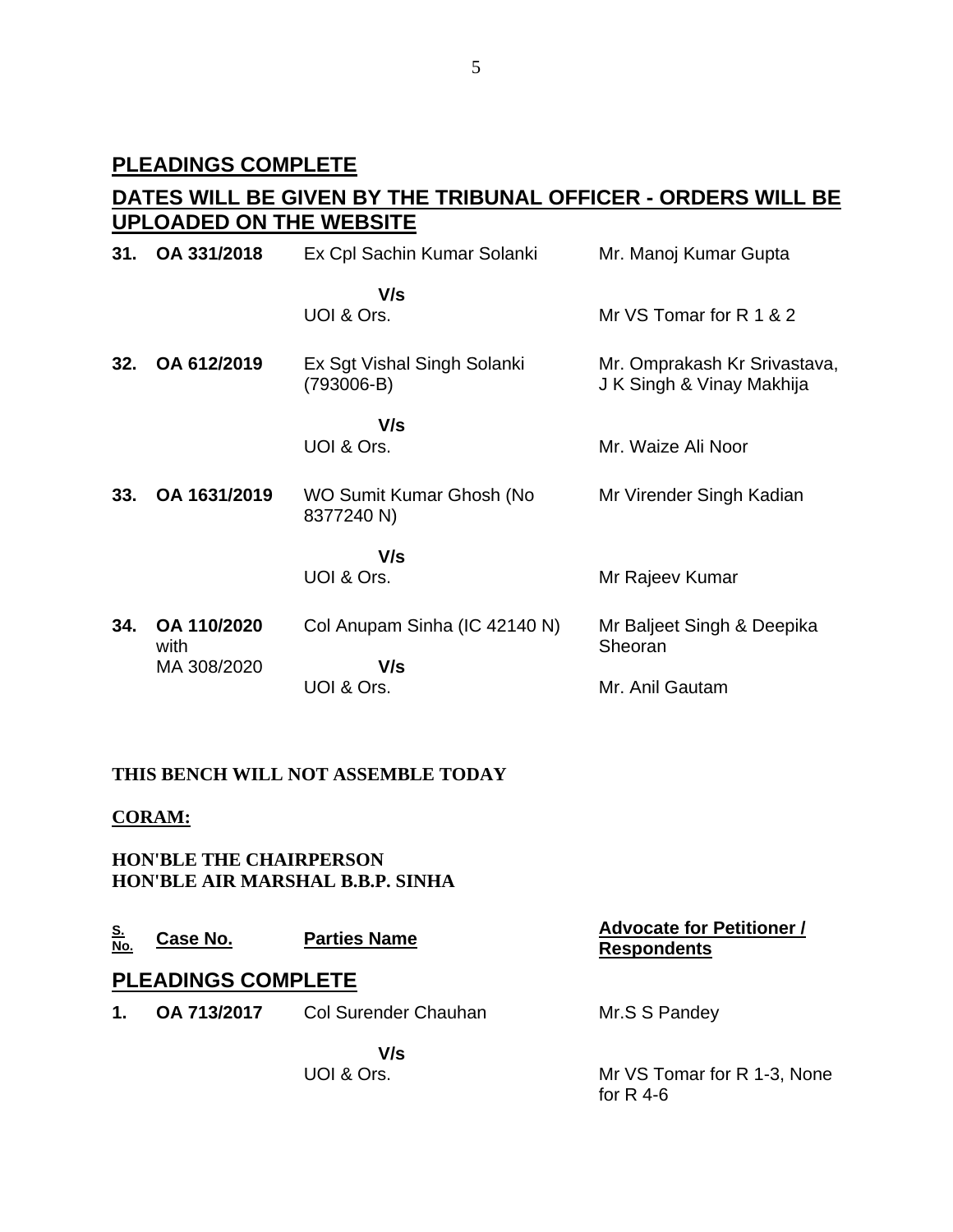## PLEADINGS COMPLETE

## DATES WILL BE GIVEN BY THE TRIBUNAL OFFICER - ORDERS WILL BE UPLOADED ON THE WEBSITE

| | | | |
|---|---|---|---|
| **31.** | **OA 331/2018** | Ex Cpl Sachin Kumar Solanki<br>**V/s**<br>UOI & Ors. | Mr. Manoj Kumar Gupta<br><br>Mr VS Tomar for R 1 & 2 |
| **32.** | **OA 612/2019** | Ex Sgt Vishal Singh Solanki (793006-B)<br>**V/s**<br>UOI & Ors. | Mr. Omprakash Kr Srivastava, J K Singh & Vinay Makhija<br><br>Mr. Waize Ali Noor |
| **33.** | **OA 1631/2019** | WO Sumit Kumar Ghosh (No 8377240 N)<br>**V/s**<br>UOI & Ors. | Mr Virender Singh Kadian<br><br>Mr Rajeev Kumar |
| **34.** | **OA 110/2020** with MA 308/2020 | Col Anupam Sinha (IC 42140 N)<br>**V/s**<br>UOI & Ors. | Mr Baljeet Singh & Deepika Sheoran<br><br>Mr. Anil Gautam |

**THIS BENCH WILL NOT ASSEMBLE TODAY**

**CORAM:**

**HON'BLE THE CHAIRPERSON**
**HON'BLE AIR MARSHAL B.B.P. SINHA**

| S. No. | Case No. | Parties Name | Advocate for Petitioner / Respondents |
|---|---|---|---|
| | **PLEADINGS COMPLETE** | | |
| **1.** | **OA 713/2017** | Col Surender Chauhan<br>**V/s**<br>UOI & Ors. | Mr.S S Pandey<br><br>Mr VS Tomar for R 1-3, None for R 4-6 |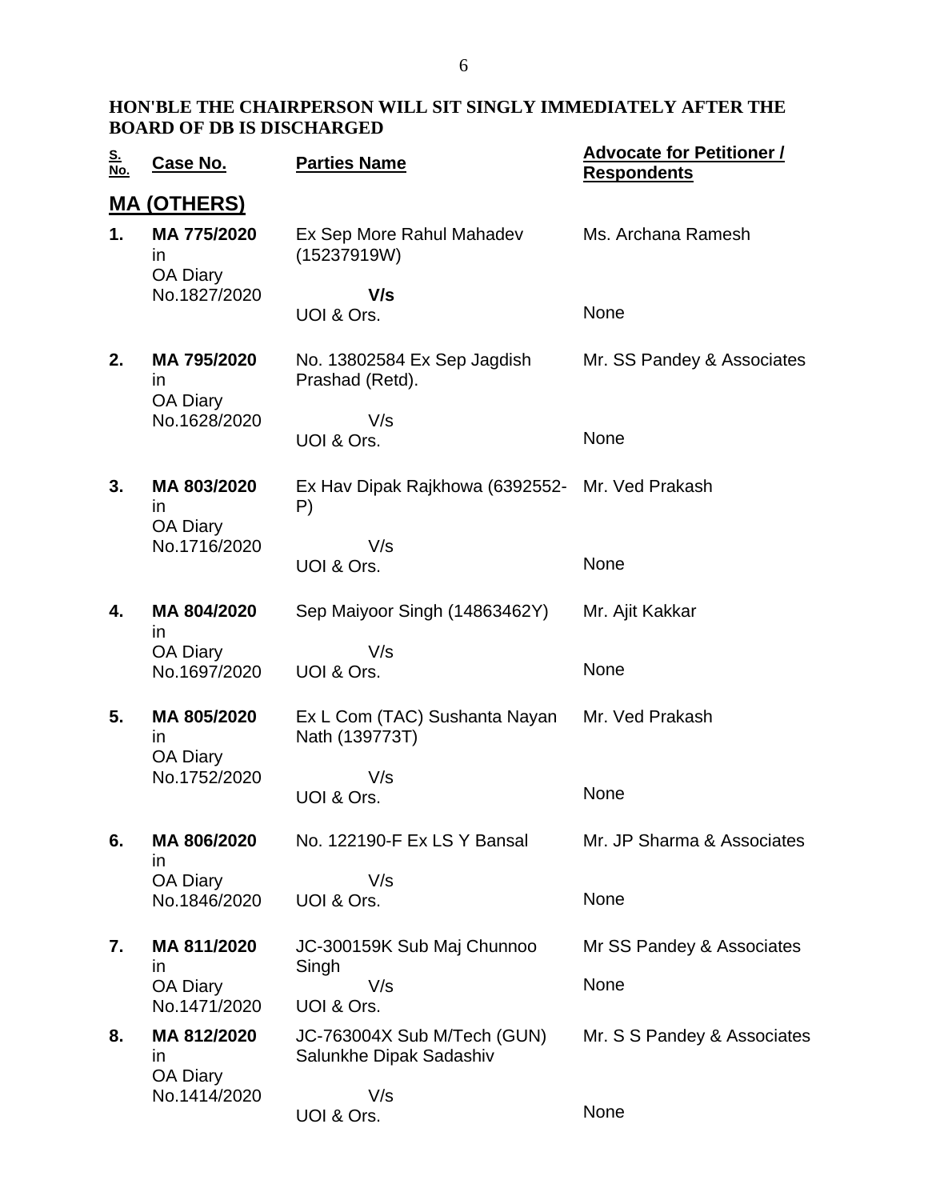**HON'BLE THE CHAIRPERSON WILL SIT SINGLY IMMEDIATELY AFTER THE BOARD OF DB IS DISCHARGED**

| S. No. | Case No. | Parties Name | Advocate for Petitioner / Respondents |
|---|---|---|---|
| **MA (OTHERS)** | | | |
| **1.** | **MA 775/2020** in OA Diary No.1827/2020 | Ex Sep More Rahul Mahadev (15237919W) **V/s** UOI & Ors. | Ms. Archana Ramesh<br>None |
| **2.** | **MA 795/2020** in OA Diary No.1628/2020 | No. 13802584 Ex Sep Jagdish Prashad (Retd). V/s UOI & Ors. | Mr. SS Pandey & Associates<br>None |
| **3.** | **MA 803/2020** in OA Diary No.1716/2020 | Ex Hav Dipak Rajkhowa (6392552-P) V/s UOI & Ors. | Mr. Ved Prakash<br>None |
| **4.** | **MA 804/2020** in OA Diary No.1697/2020 | Sep Maiyoor Singh (14863462Y) V/s UOI & Ors. | Mr. Ajit Kakkar<br>None |
| **5.** | **MA 805/2020** in OA Diary No.1752/2020 | Ex L Com (TAC) Sushanta Nayan Nath (139773T) V/s UOI & Ors. | Mr. Ved Prakash<br>None |
| **6.** | **MA 806/2020** in OA Diary No.1846/2020 | No. 122190-F Ex LS Y Bansal V/s UOI & Ors. | Mr. JP Sharma & Associates<br>None |
| **7.** | **MA 811/2020** in OA Diary No.1471/2020 | JC-300159K Sub Maj Chunnoo Singh V/s UOI & Ors. | Mr SS Pandey & Associates<br>None |
| **8.** | **MA 812/2020** in OA Diary No.1414/2020 | JC-763004X Sub M/Tech (GUN) Salunkhe Dipak Sadashiv V/s UOI & Ors. | Mr. S S Pandey & Associates<br>None |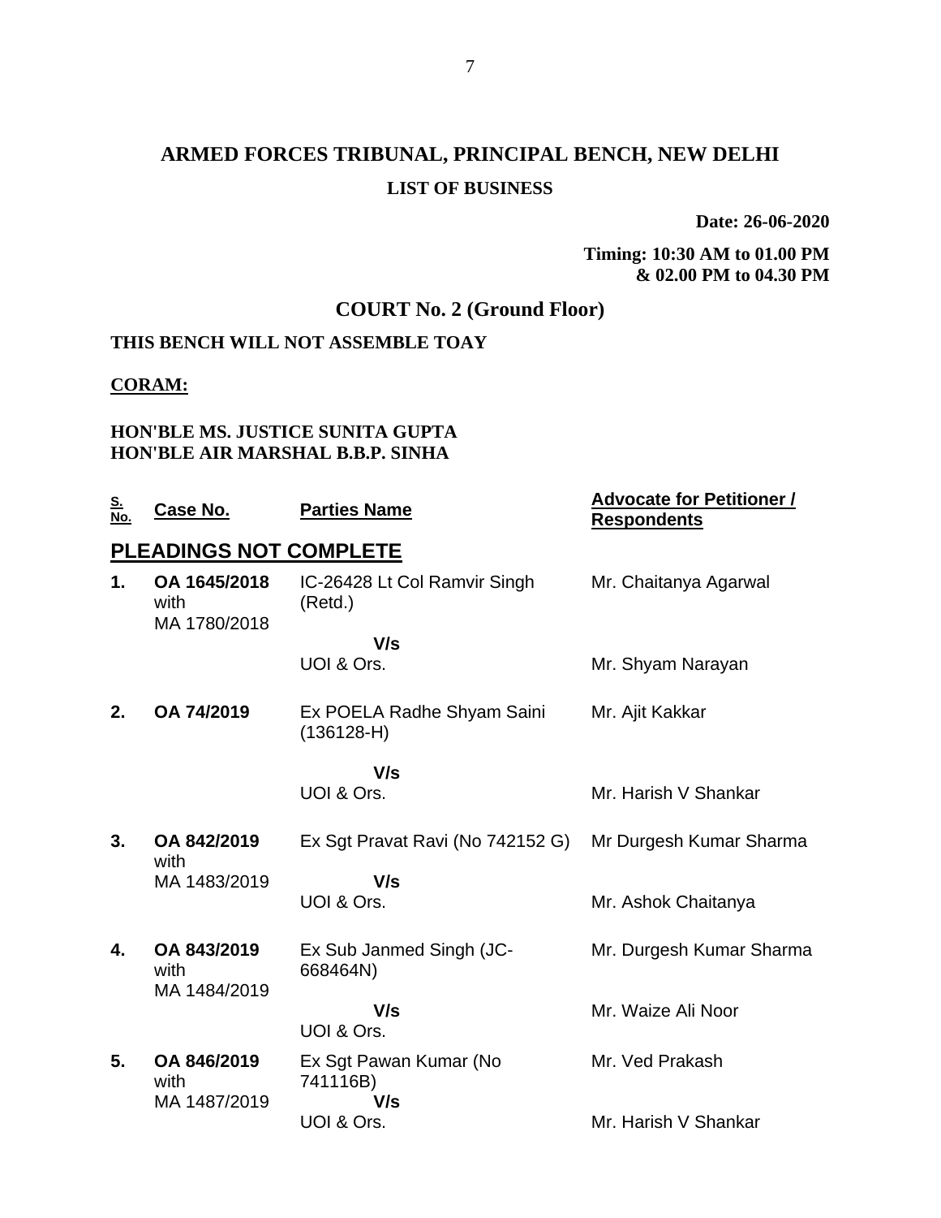# ARMED FORCES TRIBUNAL, PRINCIPAL BENCH, NEW DELHI

**LIST OF BUSINESS**

**Date: 26-06-2020**

**Timing: 10:30 AM to 01.00 PM & 02.00 PM to 04.30 PM**

## COURT No. 2 (Ground Floor)

**THIS BENCH WILL NOT ASSEMBLE TOAY**

**CORAM:**

**HON'BLE MS. JUSTICE SUNITA GUPTA**
**HON'BLE AIR MARSHAL B.B.P. SINHA**

| S. No. | Case No. | Parties Name | Advocate for Petitioner / Respondents |
|---|---|---|---|
| **PLEADINGS NOT COMPLETE** | | | |
| **1.** | **OA 1645/2018** with MA 1780/2018 | IC-26428 Lt Col Ramvir Singh (Retd.) V/s UOI & Ors. | Mr. Chaitanya Agarwal<br>Mr. Shyam Narayan |
| **2.** | **OA 74/2019** | Ex POELA Radhe Shyam Saini (136128-H) V/s UOI & Ors. | Mr. Ajit Kakkar<br>Mr. Harish V Shankar |
| **3.** | **OA 842/2019** with MA 1483/2019 | Ex Sgt Pravat Ravi (No 742152 G) V/s UOI & Ors. | Mr Durgesh Kumar Sharma<br>Mr. Ashok Chaitanya |
| **4.** | **OA 843/2019** with MA 1484/2019 | Ex Sub Janmed Singh (JC-668464N) V/s UOI & Ors. | Mr. Durgesh Kumar Sharma<br>Mr. Waize Ali Noor |
| **5.** | **OA 846/2019** with MA 1487/2019 | Ex Sgt Pawan Kumar (No 741116B) V/s UOI & Ors. | Mr. Ved Prakash<br>Mr. Harish V Shankar |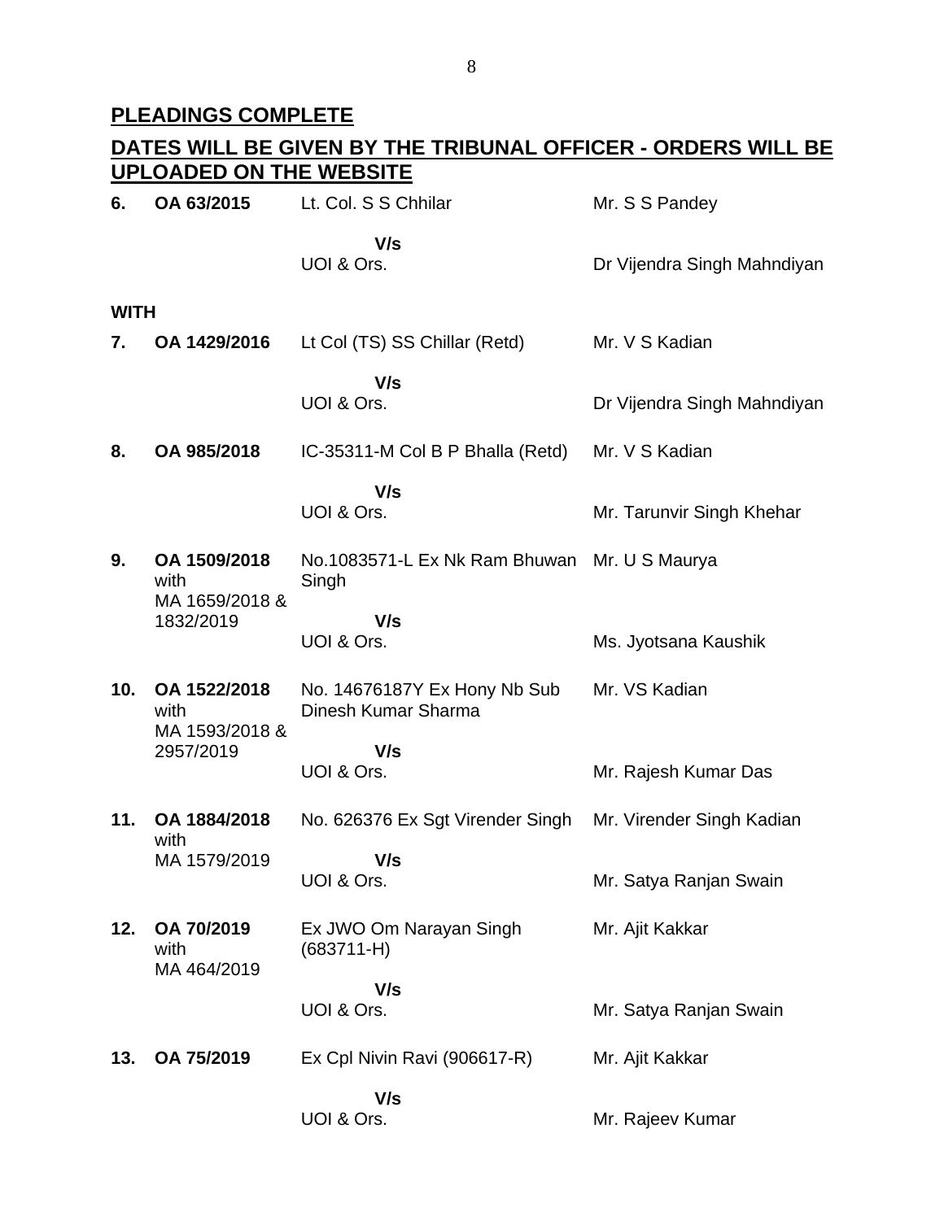## PLEADINGS COMPLETE

## DATES WILL BE GIVEN BY THE TRIBUNAL OFFICER - ORDERS WILL BE UPLOADED ON THE WEBSITE

| | | | |
|---|---|---|---|
| **6.** | **OA 63/2015** | Lt. Col. S S Chhilar | Mr. S S Pandey |
| | | **V/s** | |
| | | UOI & Ors. | Dr Vijendra Singh Mahndiyan |
| **WITH** | | | |
| **7.** | **OA 1429/2016** | Lt Col (TS) SS Chillar (Retd) | Mr. V S Kadian |
| | | **V/s** | |
| | | UOI & Ors. | Dr Vijendra Singh Mahndiyan |
| **8.** | **OA 985/2018** | IC-35311-M Col B P Bhalla (Retd) | Mr. V S Kadian |
| | | **V/s** | |
| | | UOI & Ors. | Mr. Tarunvir Singh Khehar |
| **9.** | **OA 1509/2018** with MA 1659/2018 & 1832/2019 | No.1083571-L Ex Nk Ram Bhuwan Singh | Mr. U S Maurya |
| | | **V/s** | |
| | | UOI & Ors. | Ms. Jyotsana Kaushik |
| **10.** | **OA 1522/2018** with MA 1593/2018 & 2957/2019 | No. 14676187Y Ex Hony Nb Sub Dinesh Kumar Sharma | Mr. VS Kadian |
| | | **V/s** | |
| | | UOI & Ors. | Mr. Rajesh Kumar Das |
| **11.** | **OA 1884/2018** with MA 1579/2019 | No. 626376 Ex Sgt Virender Singh | Mr. Virender Singh Kadian |
| | | **V/s** | |
| | | UOI & Ors. | Mr. Satya Ranjan Swain |
| **12.** | **OA 70/2019** with MA 464/2019 | Ex JWO Om Narayan Singh (683711-H) | Mr. Ajit Kakkar |
| | | **V/s** | |
| | | UOI & Ors. | Mr. Satya Ranjan Swain |
| **13.** | **OA 75/2019** | Ex Cpl Nivin Ravi (906617-R) | Mr. Ajit Kakkar |
| | | **V/s** | |
| | | UOI & Ors. | Mr. Rajeev Kumar |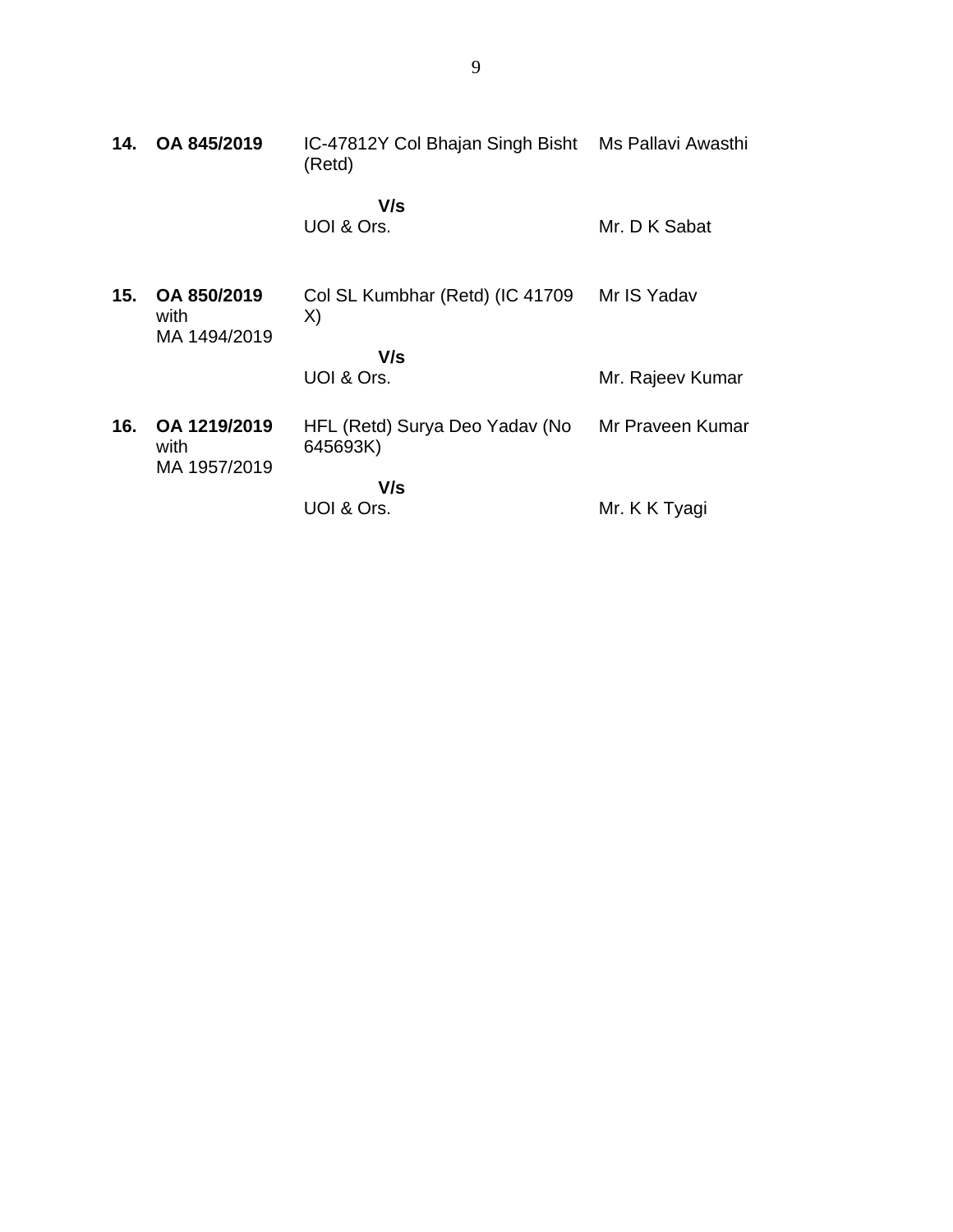| | | | |
|---|---|---|---|
| **14.** | **OA 845/2019** | IC-47812Y Col Bhajan Singh Bisht (Retd)<br><br>**V/s**<br>UOI & Ors. | Ms Pallavi Awasthi<br><br><br>Mr. D K Sabat |
| **15.** | **OA 850/2019** with MA 1494/2019 | Col SL Kumbhar (Retd) (IC 41709 X)<br><br>**V/s**<br>UOI & Ors. | Mr IS Yadav<br><br><br>Mr. Rajeev Kumar |
| **16.** | **OA 1219/2019** with MA 1957/2019 | HFL (Retd) Surya Deo Yadav (No 645693K)<br><br>**V/s**<br>UOI & Ors. | Mr Praveen Kumar<br><br><br>Mr. K K Tyagi |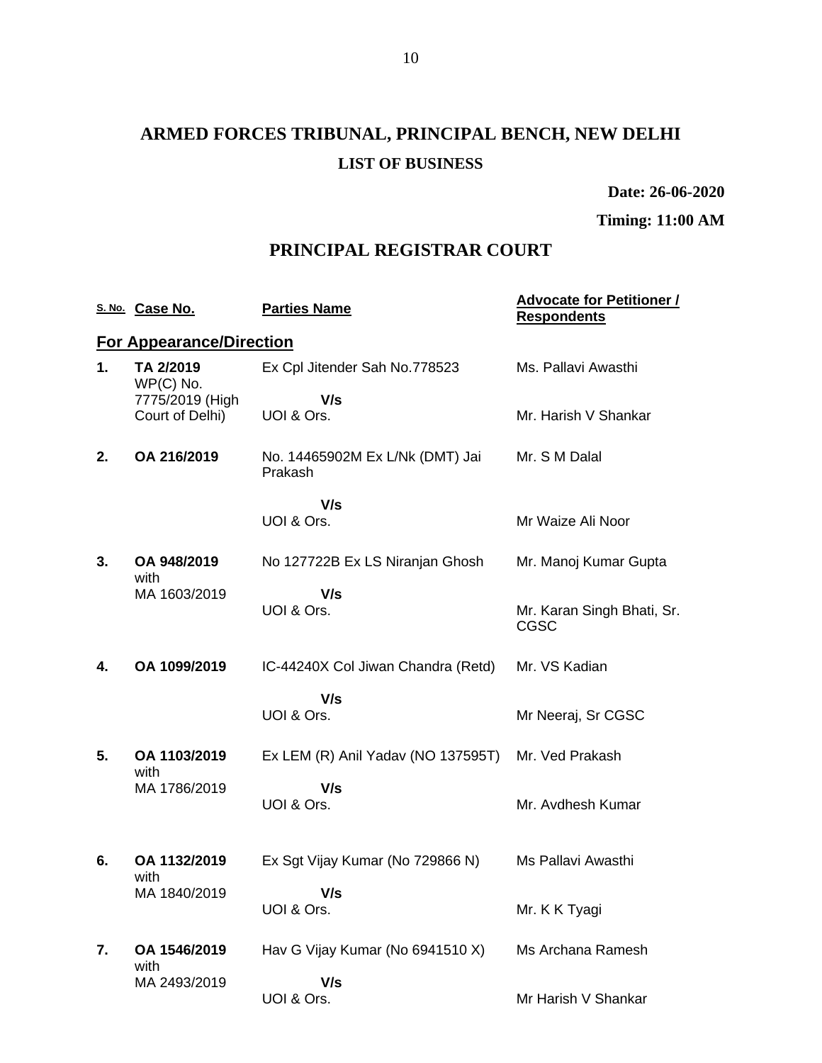# ARMED FORCES TRIBUNAL, PRINCIPAL BENCH, NEW DELHI

## LIST OF BUSINESS

**Date: 26-06-2020**

**Timing: 11:00 AM**

## PRINCIPAL REGISTRAR COURT

| S. No. | Case No. | Parties Name | Advocate for Petitioner / Respondents |
|---|---|---|---|
| **For Appearance/Direction** | | | |
| **1.** | **TA 2/2019** WP(C) No. 7775/2019 (High Court of Delhi) | Ex Cpl Jitender Sah No.778523<br>**V/s**<br>UOI & Ors. | Ms. Pallavi Awasthi<br><br>Mr. Harish V Shankar |
| **2.** | **OA 216/2019** | No. 14465902M Ex L/Nk (DMT) Jai Prakash<br>**V/s**<br>UOI & Ors. | Mr. S M Dalal<br><br>Mr Waize Ali Noor |
| **3.** | **OA 948/2019** with MA 1603/2019 | No 127722B Ex LS Niranjan Ghosh<br>**V/s**<br>UOI & Ors. | Mr. Manoj Kumar Gupta<br><br>Mr. Karan Singh Bhati, Sr. CGSC |
| **4.** | **OA 1099/2019** | IC-44240X Col Jiwan Chandra (Retd)<br>**V/s**<br>UOI & Ors. | Mr. VS Kadian<br><br>Mr Neeraj, Sr CGSC |
| **5.** | **OA 1103/2019** with MA 1786/2019 | Ex LEM (R) Anil Yadav (NO 137595T)<br>**V/s**<br>UOI & Ors. | Mr. Ved Prakash<br><br>Mr. Avdhesh Kumar |
| **6.** | **OA 1132/2019** with MA 1840/2019 | Ex Sgt Vijay Kumar (No 729866 N)<br>**V/s**<br>UOI & Ors. | Ms Pallavi Awasthi<br><br>Mr. K K Tyagi |
| **7.** | **OA 1546/2019** with MA 2493/2019 | Hav G Vijay Kumar (No 6941510 X)<br>**V/s**<br>UOI & Ors. | Ms Archana Ramesh<br><br>Mr Harish V Shankar |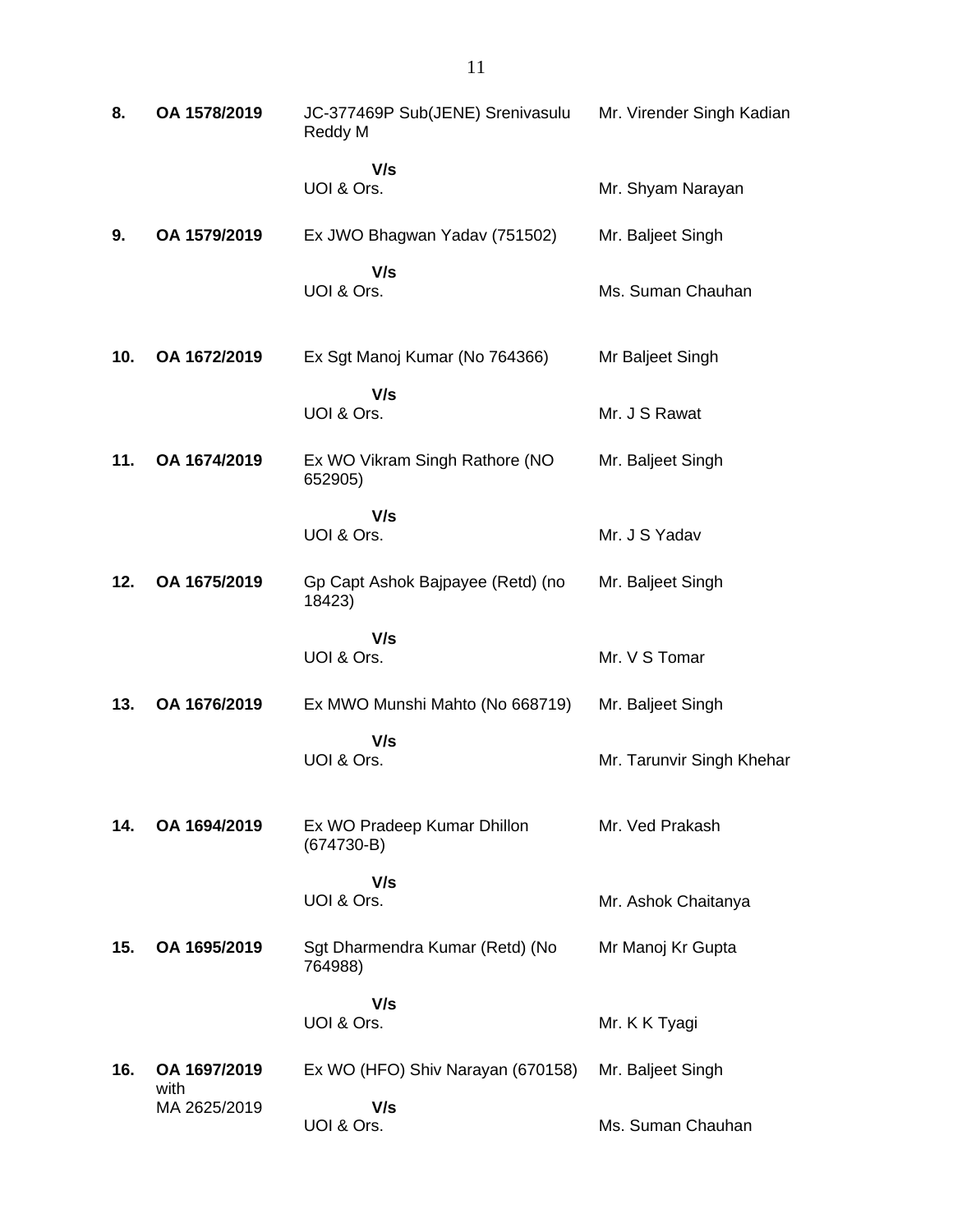| | | | |
|---|---|---|---|
| **8.** | **OA 1578/2019** | JC-377469P Sub(JENE) Srenivasulu Reddy M | Mr. Virender Singh Kadian |
| | | **V/s** | |
| | | UOI & Ors. | Mr. Shyam Narayan |
| **9.** | **OA 1579/2019** | Ex JWO Bhagwan Yadav (751502) | Mr. Baljeet Singh |
| | | **V/s** | |
| | | UOI & Ors. | Ms. Suman Chauhan |
| **10.** | **OA 1672/2019** | Ex Sgt Manoj Kumar (No 764366) | Mr Baljeet Singh |
| | | **V/s** | |
| | | UOI & Ors. | Mr. J S Rawat |
| **11.** | **OA 1674/2019** | Ex WO Vikram Singh Rathore (NO 652905) | Mr. Baljeet Singh |
| | | **V/s** | |
| | | UOI & Ors. | Mr. J S Yadav |
| **12.** | **OA 1675/2019** | Gp Capt Ashok Bajpayee (Retd) (no 18423) | Mr. Baljeet Singh |
| | | **V/s** | |
| | | UOI & Ors. | Mr. V S Tomar |
| **13.** | **OA 1676/2019** | Ex MWO Munshi Mahto (No 668719) | Mr. Baljeet Singh |
| | | **V/s** | |
| | | UOI & Ors. | Mr. Tarunvir Singh Khehar |
| **14.** | **OA 1694/2019** | Ex WO Pradeep Kumar Dhillon (674730-B) | Mr. Ved Prakash |
| | | **V/s** | |
| | | UOI & Ors. | Mr. Ashok Chaitanya |
| **15.** | **OA 1695/2019** | Sgt Dharmendra Kumar (Retd) (No 764988) | Mr Manoj Kr Gupta |
| | | **V/s** | |
| | | UOI & Ors. | Mr. K K Tyagi |
| **16.** | **OA 1697/2019** with MA 2625/2019 | Ex WO (HFO) Shiv Narayan (670158) | Mr. Baljeet Singh |
| | | **V/s** | |
| | | UOI & Ors. | Ms. Suman Chauhan |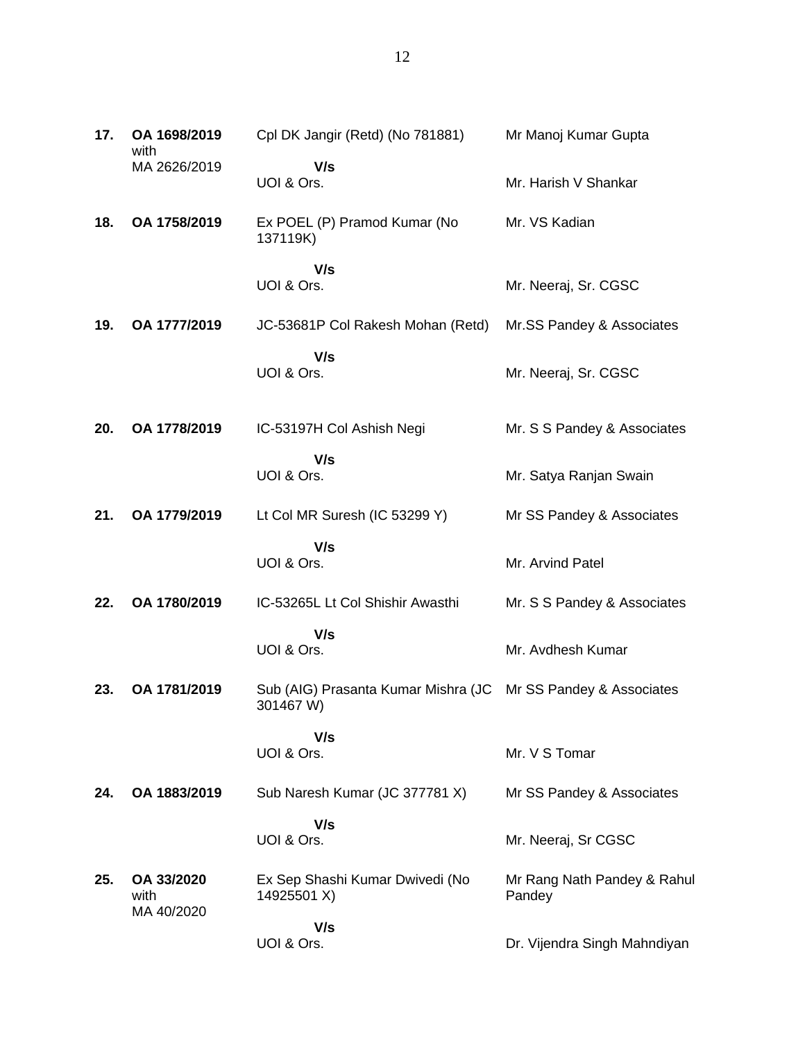| | | | |
|---|---|---|---|
| **17.** | **OA 1698/2019** with MA 2626/2019 | Cpl DK Jangir (Retd) (No 781881)<br>**V/s**<br>UOI & Ors. | Mr Manoj Kumar Gupta<br><br>Mr. Harish V Shankar |
| **18.** | **OA 1758/2019** | Ex POEL (P) Pramod Kumar (No 137119K)<br>**V/s**<br>UOI & Ors. | Mr. VS Kadian<br><br>Mr. Neeraj, Sr. CGSC |
| **19.** | **OA 1777/2019** | JC-53681P Col Rakesh Mohan (Retd)<br>**V/s**<br>UOI & Ors. | Mr.SS Pandey & Associates<br><br>Mr. Neeraj, Sr. CGSC |
| **20.** | **OA 1778/2019** | IC-53197H Col Ashish Negi<br>**V/s**<br>UOI & Ors. | Mr. S S Pandey & Associates<br><br>Mr. Satya Ranjan Swain |
| **21.** | **OA 1779/2019** | Lt Col MR Suresh (IC 53299 Y)<br>**V/s**<br>UOI & Ors. | Mr SS Pandey & Associates<br><br>Mr. Arvind Patel |
| **22.** | **OA 1780/2019** | IC-53265L Lt Col Shishir Awasthi<br>**V/s**<br>UOI & Ors. | Mr. S S Pandey & Associates<br><br>Mr. Avdhesh Kumar |
| **23.** | **OA 1781/2019** | Sub (AIG) Prasanta Kumar Mishra (JC 301467 W)<br>**V/s**<br>UOI & Ors. | Mr SS Pandey & Associates<br><br>Mr. V S Tomar |
| **24.** | **OA 1883/2019** | Sub Naresh Kumar (JC 377781 X)<br>**V/s**<br>UOI & Ors. | Mr SS Pandey & Associates<br><br>Mr. Neeraj, Sr CGSC |
| **25.** | **OA 33/2020** with MA 40/2020 | Ex Sep Shashi Kumar Dwivedi (No 14925501 X)<br>**V/s**<br>UOI & Ors. | Mr Rang Nath Pandey & Rahul Pandey<br><br>Dr. Vijendra Singh Mahndiyan |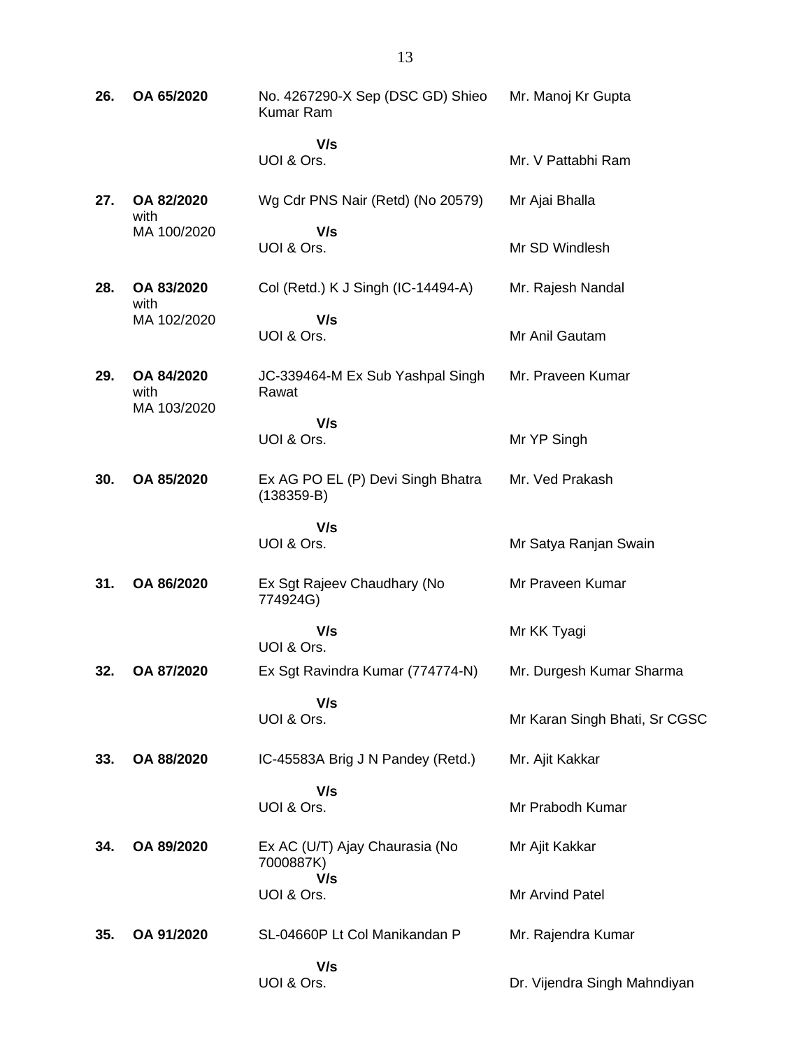| | | | |
|---|---|---|---|
| **26.** | **OA 65/2020** | No. 4267290-X Sep (DSC GD) Shieo Kumar Ram | Mr. Manoj Kr Gupta |
| | | **V/s** | |
| | | UOI & Ors. | Mr. V Pattabhi Ram |
| **27.** | **OA 82/2020** with MA 100/2020 | Wg Cdr PNS Nair (Retd) (No 20579) | Mr Ajai Bhalla |
| | | **V/s** | |
| | | UOI & Ors. | Mr SD Windlesh |
| **28.** | **OA 83/2020** with MA 102/2020 | Col (Retd.) K J Singh (IC-14494-A) | Mr. Rajesh Nandal |
| | | **V/s** | |
| | | UOI & Ors. | Mr Anil Gautam |
| **29.** | **OA 84/2020** with MA 103/2020 | JC-339464-M Ex Sub Yashpal Singh Rawat | Mr. Praveen Kumar |
| | | **V/s** | |
| | | UOI & Ors. | Mr YP Singh |
| **30.** | **OA 85/2020** | Ex AG PO EL (P) Devi Singh Bhatra (138359-B) | Mr. Ved Prakash |
| | | **V/s** | |
| | | UOI & Ors. | Mr Satya Ranjan Swain |
| **31.** | **OA 86/2020** | Ex Sgt Rajeev Chaudhary (No 774924G) | Mr Praveen Kumar |
| | | **V/s** | Mr KK Tyagi |
| | | UOI & Ors. | |
| **32.** | **OA 87/2020** | Ex Sgt Ravindra Kumar (774774-N) | Mr. Durgesh Kumar Sharma |
| | | **V/s** | |
| | | UOI & Ors. | Mr Karan Singh Bhati, Sr CGSC |
| **33.** | **OA 88/2020** | IC-45583A Brig J N Pandey (Retd.) | Mr. Ajit Kakkar |
| | | **V/s** | |
| | | UOI & Ors. | Mr Prabodh Kumar |
| **34.** | **OA 89/2020** | Ex AC (U/T) Ajay Chaurasia (No 7000887K) | Mr Ajit Kakkar |
| | | **V/s** | |
| | | UOI & Ors. | Mr Arvind Patel |
| **35.** | **OA 91/2020** | SL-04660P Lt Col Manikandan P | Mr. Rajendra Kumar |
| | | **V/s** | |
| | | UOI & Ors. | Dr. Vijendra Singh Mahndiyan |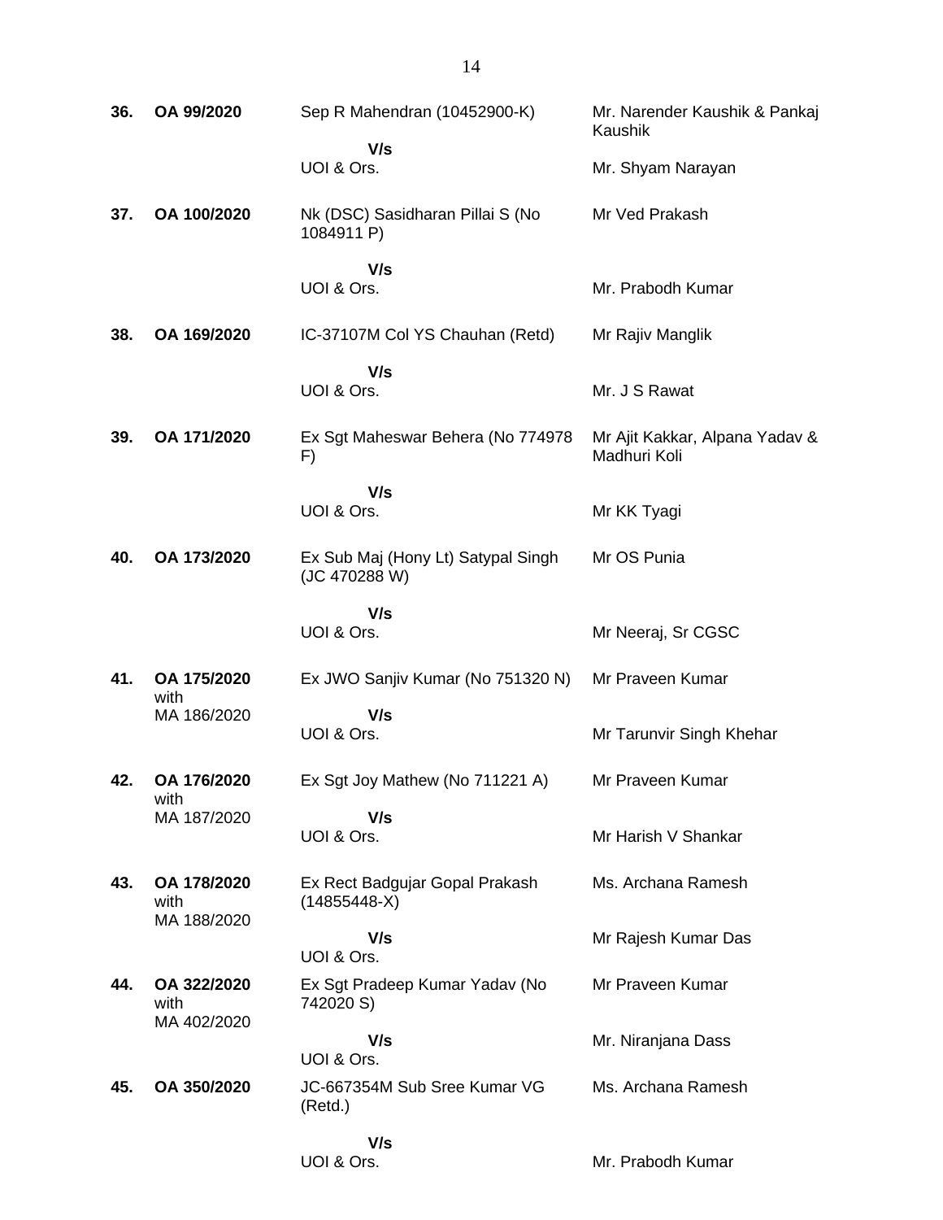| | | | |
|---|---|---|---|
| **36.** | **OA 99/2020** | Sep R Mahendran (10452900-K)<br>**V/s**<br>UOI & Ors. | Mr. Narender Kaushik & Pankaj Kaushik<br><br>Mr. Shyam Narayan |
| **37.** | **OA 100/2020** | Nk (DSC) Sasidharan Pillai S (No 1084911 P)<br>**V/s**<br>UOI & Ors. | Mr Ved Prakash<br><br>Mr. Prabodh Kumar |
| **38.** | **OA 169/2020** | IC-37107M Col YS Chauhan (Retd)<br>**V/s**<br>UOI & Ors. | Mr Rajiv Manglik<br><br>Mr. J S Rawat |
| **39.** | **OA 171/2020** | Ex Sgt Maheswar Behera (No 774978 F)<br>**V/s**<br>UOI & Ors. | Mr Ajit Kakkar, Alpana Yadav & Madhuri Koli<br><br>Mr KK Tyagi |
| **40.** | **OA 173/2020** | Ex Sub Maj (Hony Lt) Satypal Singh (JC 470288 W)<br>**V/s**<br>UOI & Ors. | Mr OS Punia<br><br>Mr Neeraj, Sr CGSC |
| **41.** | **OA 175/2020** with MA 186/2020 | Ex JWO Sanjiv Kumar (No 751320 N)<br>**V/s**<br>UOI & Ors. | Mr Praveen Kumar<br><br>Mr Tarunvir Singh Khehar |
| **42.** | **OA 176/2020** with MA 187/2020 | Ex Sgt Joy Mathew (No 711221 A)<br>**V/s**<br>UOI & Ors. | Mr Praveen Kumar<br><br>Mr Harish V Shankar |
| **43.** | **OA 178/2020** with MA 188/2020 | Ex Rect Badgujar Gopal Prakash (14855448-X)<br>**V/s**<br>UOI & Ors. | Ms. Archana Ramesh<br><br>Mr Rajesh Kumar Das |
| **44.** | **OA 322/2020** with MA 402/2020 | Ex Sgt Pradeep Kumar Yadav (No 742020 S)<br>**V/s**<br>UOI & Ors. | Mr Praveen Kumar<br><br>Mr. Niranjana Dass |
| **45.** | **OA 350/2020** | JC-667354M Sub Sree Kumar VG (Retd.)<br>**V/s**<br>UOI & Ors. | Ms. Archana Ramesh<br><br>Mr. Prabodh Kumar |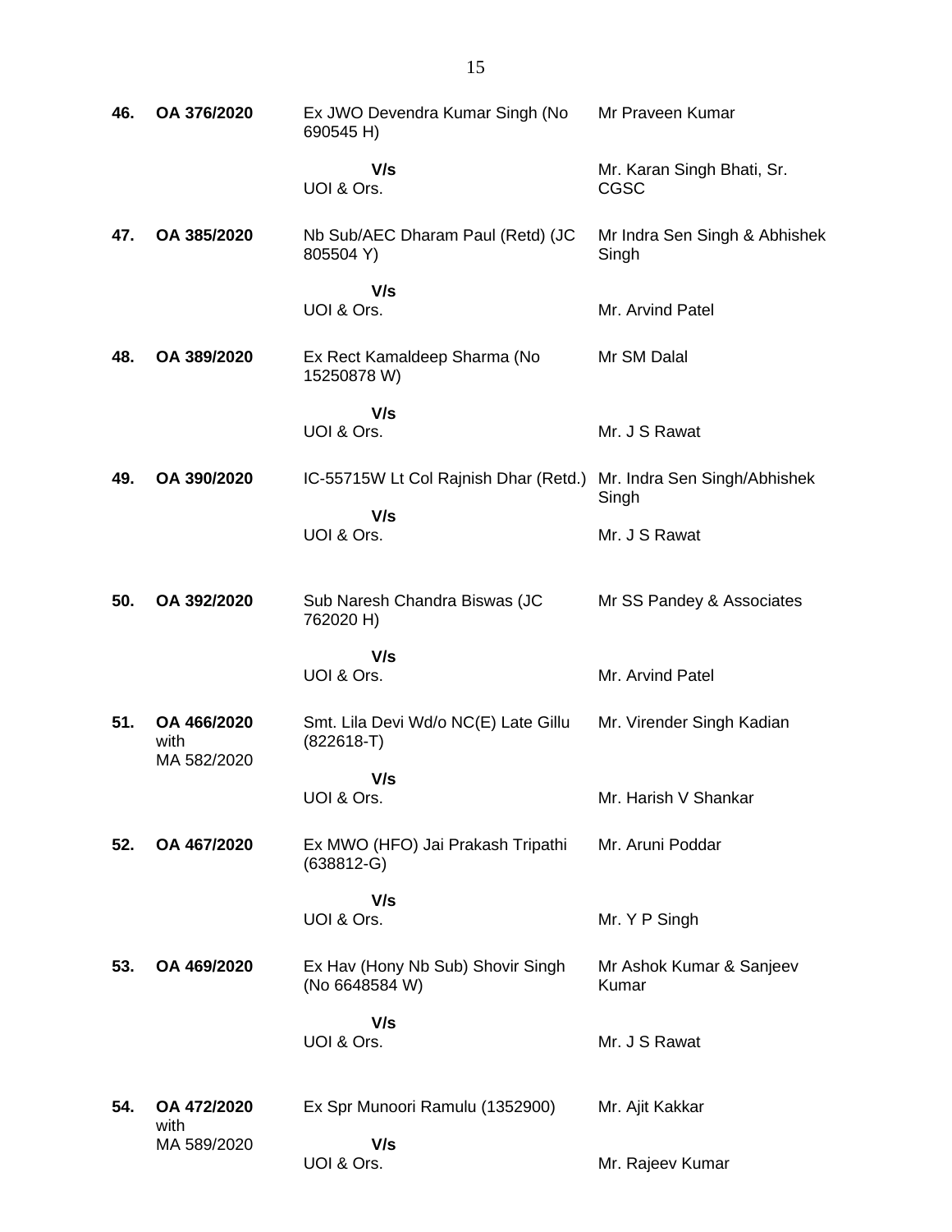| | | | |
|---|---|---|---|
| **46.** | **OA 376/2020** | Ex JWO Devendra Kumar Singh (No 690545 H) | Mr Praveen Kumar |
| | | **V/s** UOI & Ors. | Mr. Karan Singh Bhati, Sr. CGSC |
| **47.** | **OA 385/2020** | Nb Sub/AEC Dharam Paul (Retd) (JC 805504 Y) | Mr Indra Sen Singh & Abhishek Singh |
| | | **V/s** UOI & Ors. | Mr. Arvind Patel |
| **48.** | **OA 389/2020** | Ex Rect Kamaldeep Sharma (No 15250878 W) | Mr SM Dalal |
| | | **V/s** UOI & Ors. | Mr. J S Rawat |
| **49.** | **OA 390/2020** | IC-55715W Lt Col Rajnish Dhar (Retd.) | Mr. Indra Sen Singh/Abhishek Singh |
| | | **V/s** UOI & Ors. | Mr. J S Rawat |
| **50.** | **OA 392/2020** | Sub Naresh Chandra Biswas (JC 762020 H) | Mr SS Pandey & Associates |
| | | **V/s** UOI & Ors. | Mr. Arvind Patel |
| **51.** | **OA 466/2020** with MA 582/2020 | Smt. Lila Devi Wd/o NC(E) Late Gillu (822618-T) | Mr. Virender Singh Kadian |
| | | **V/s** UOI & Ors. | Mr. Harish V Shankar |
| **52.** | **OA 467/2020** | Ex MWO (HFO) Jai Prakash Tripathi (638812-G) | Mr. Aruni Poddar |
| | | **V/s** UOI & Ors. | Mr. Y P Singh |
| **53.** | **OA 469/2020** | Ex Hav (Hony Nb Sub) Shovir Singh (No 6648584 W) | Mr Ashok Kumar & Sanjeev Kumar |
| | | **V/s** UOI & Ors. | Mr. J S Rawat |
| **54.** | **OA 472/2020** with MA 589/2020 | Ex Spr Munoori Ramulu (1352900) | Mr. Ajit Kakkar |
| | | **V/s** UOI & Ors. | Mr. Rajeev Kumar |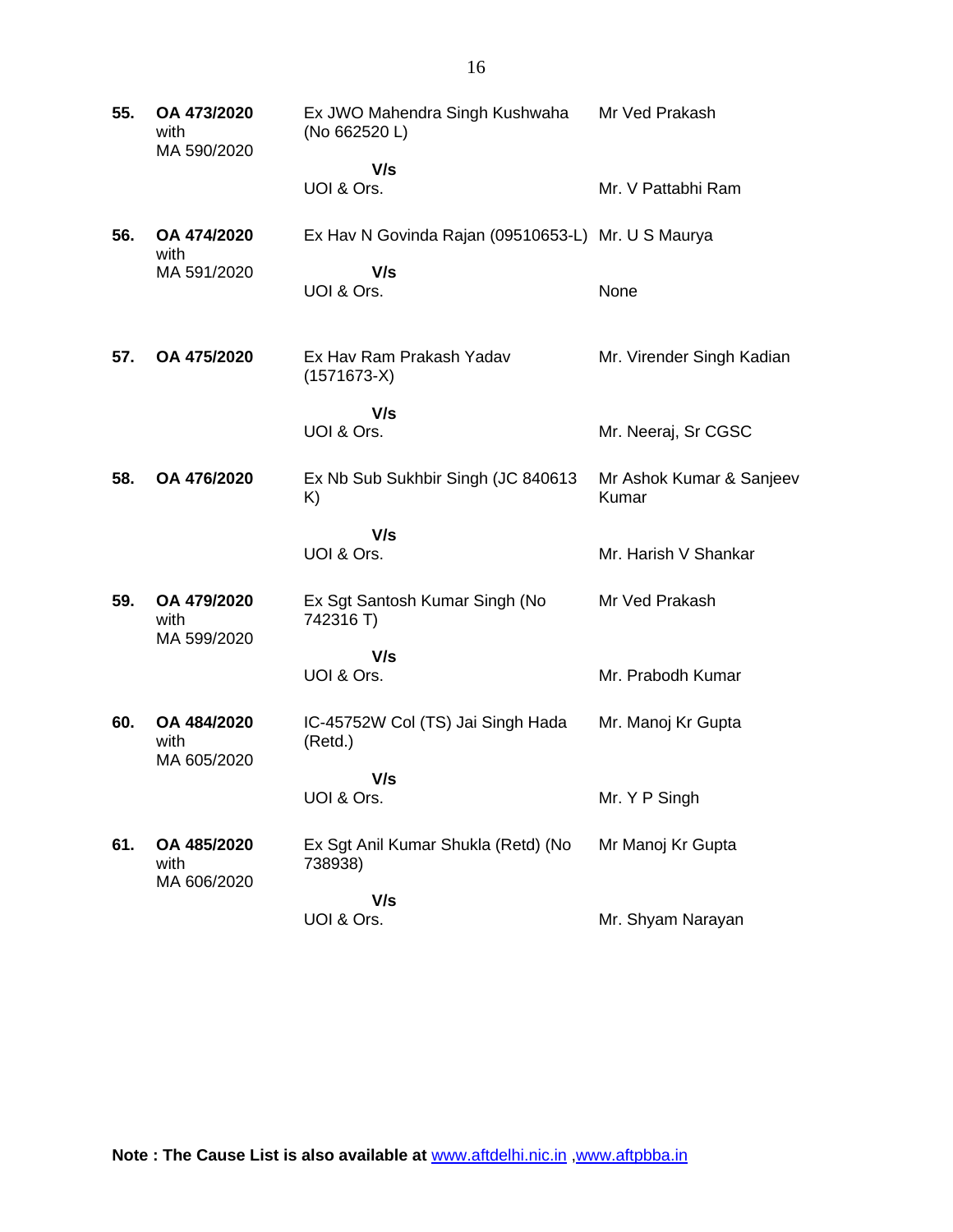| | | | |
|---|---|---|---|
| **55.** | **OA 473/2020** with MA 590/2020 | Ex JWO Mahendra Singh Kushwaha (No 662520 L) **V/s** UOI & Ors. | Mr Ved Prakash<br><br>Mr. V Pattabhi Ram |
| **56.** | **OA 474/2020** with MA 591/2020 | Ex Hav N Govinda Rajan (09510653-L) **V/s** UOI & Ors. | Mr. U S Maurya<br><br>None |
| **57.** | **OA 475/2020** | Ex Hav Ram Prakash Yadav (1571673-X) **V/s** UOI & Ors. | Mr. Virender Singh Kadian<br><br>Mr. Neeraj, Sr CGSC |
| **58.** | **OA 476/2020** | Ex Nb Sub Sukhbir Singh (JC 840613 K) **V/s** UOI & Ors. | Mr Ashok Kumar & Sanjeev Kumar<br><br>Mr. Harish V Shankar |
| **59.** | **OA 479/2020** with MA 599/2020 | Ex Sgt Santosh Kumar Singh (No 742316 T) **V/s** UOI & Ors. | Mr Ved Prakash<br><br>Mr. Prabodh Kumar |
| **60.** | **OA 484/2020** with MA 605/2020 | IC-45752W Col (TS) Jai Singh Hada (Retd.) **V/s** UOI & Ors. | Mr. Manoj Kr Gupta<br><br>Mr. Y P Singh |
| **61.** | **OA 485/2020** with MA 606/2020 | Ex Sgt Anil Kumar Shukla (Retd) (No 738938) **V/s** UOI & Ors. | Mr Manoj Kr Gupta<br><br>Mr. Shyam Narayan |

**Note : The Cause List is also available at** www.aftdelhi.nic.in ,www.aftpbba.in